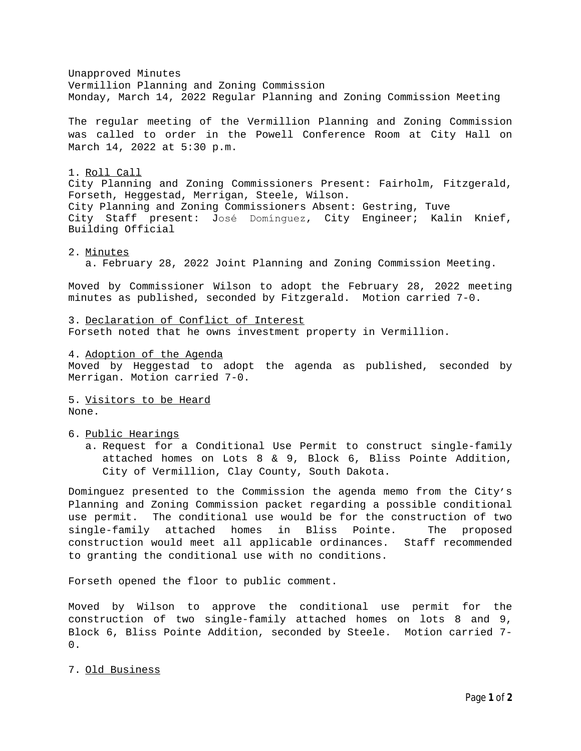Unapproved Minutes
Vermillion Planning and Zoning Commission
Monday, March 14, 2022 Regular Planning and Zoning Commission Meeting

The regular meeting of the Vermillion Planning and Zoning Commission was called to order in the Powell Conference Room at City Hall on March 14, 2022 at 5:30 p.m.

1. Roll Call

City Planning and Zoning Commissioners Present: Fairholm, Fitzgerald, Forseth, Heggestad, Merrigan, Steele, Wilson.
City Planning and Zoning Commissioners Absent: Gestring, Tuve
City Staff present: José Domínguez, City Engineer; Kalin Knief, Building Official

2. Minutes
   a. February 28, 2022 Joint Planning and Zoning Commission Meeting.

Moved by Commissioner Wilson to adopt the February 28, 2022 meeting minutes as published, seconded by Fitzgerald. Motion carried 7-0.

3. Declaration of Conflict of Interest

Forseth noted that he owns investment property in Vermillion.

4. Adoption of the Agenda

Moved by Heggestad to adopt the agenda as published, seconded by Merrigan. Motion carried 7-0.

5. Visitors to be Heard

None.

6. Public Hearings
   a. Request for a Conditional Use Permit to construct single-family attached homes on Lots 8 & 9, Block 6, Bliss Pointe Addition, City of Vermillion, Clay County, South Dakota.

Dominguez presented to the Commission the agenda memo from the City's Planning and Zoning Commission packet regarding a possible conditional use permit. The conditional use would be for the construction of two single-family attached homes in Bliss Pointe. The proposed construction would meet all applicable ordinances. Staff recommended to granting the conditional use with no conditions.

Forseth opened the floor to public comment.

Moved by Wilson to approve the conditional use permit for the construction of two single-family attached homes on lots 8 and 9, Block 6, Bliss Pointe Addition, seconded by Steele. Motion carried 7-0.

7. Old Business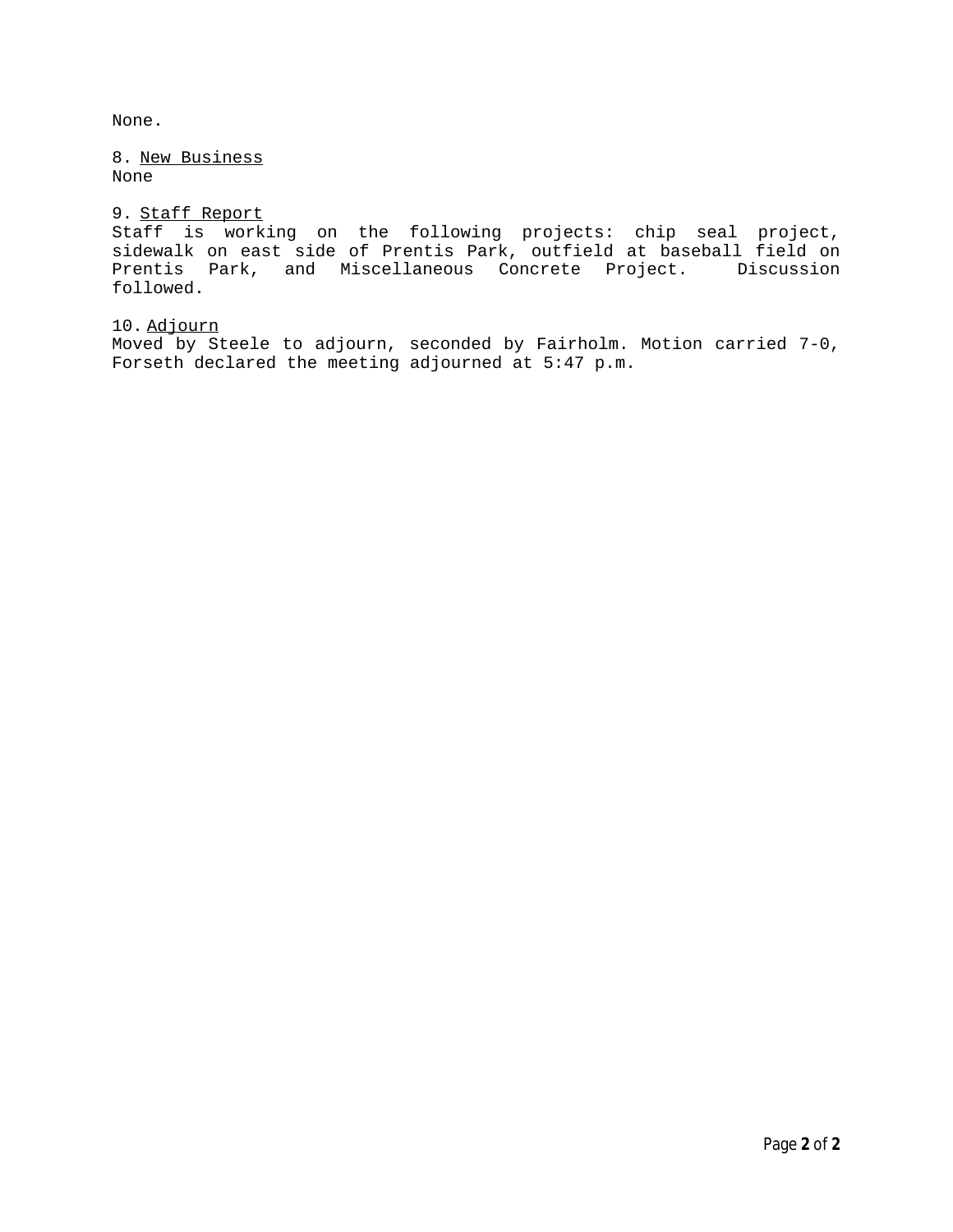None.

8. New Business
None

9. Staff Report
Staff is working on the following projects: chip seal project, sidewalk on east side of Prentis Park, outfield at baseball field on Prentis Park, and Miscellaneous Concrete Project. Discussion followed.

10. Adjourn
Moved by Steele to adjourn, seconded by Fairholm. Motion carried 7-0, Forseth declared the meeting adjourned at 5:47 p.m.